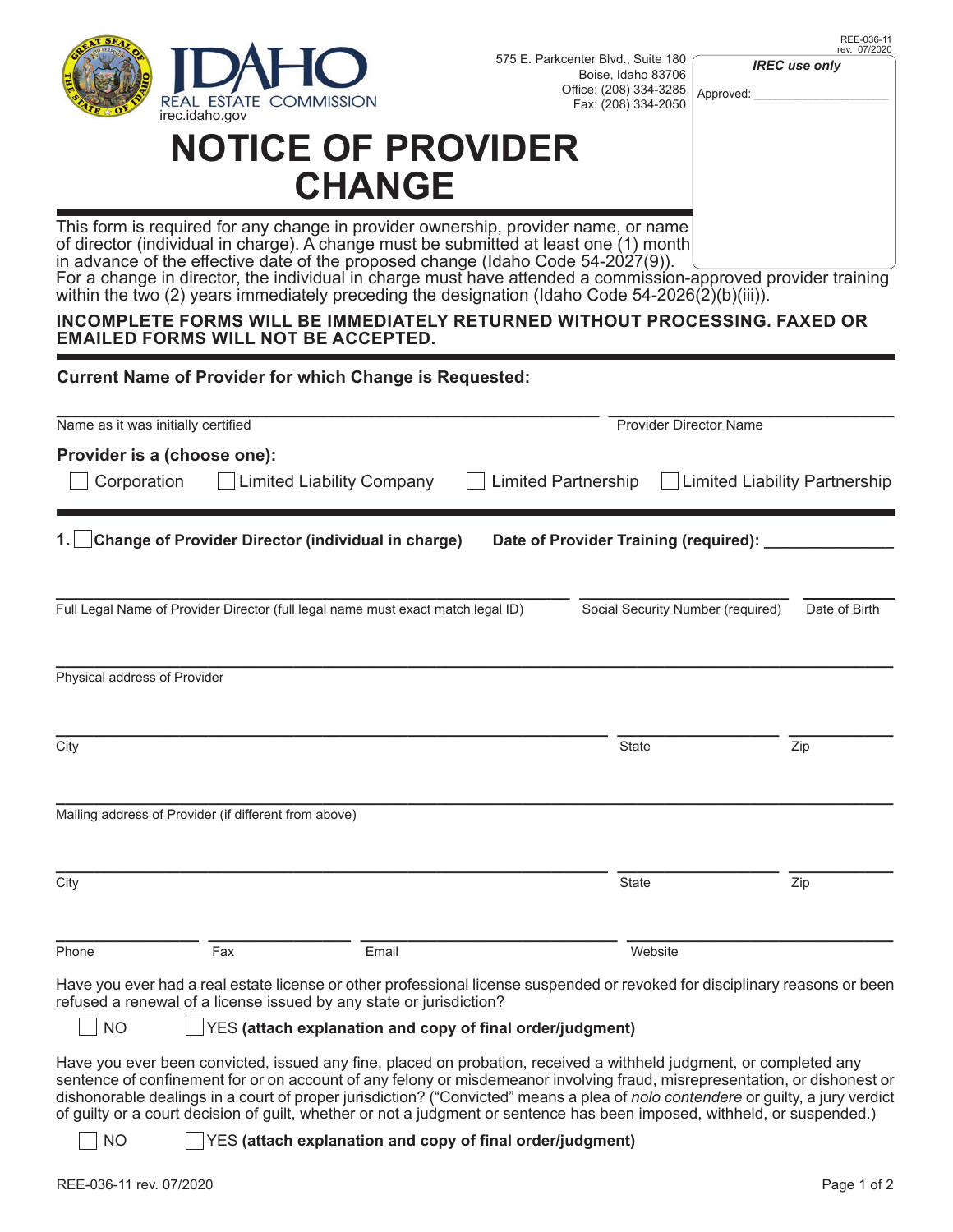REE-036-11
rev. 07/2020

IDAHO REAL ESTATE COMMISSION
irec.idaho.gov

575 E. Parkcenter Blvd., Suite 180
Boise, Idaho 83706
Office: (208) 334-3285
Fax: (208) 334-2050

***IREC use only***

Approved: ____________________

# NOTICE OF PROVIDER CHANGE

This form is required for any change in provider ownership, provider name, or name of director (individual in charge). A change must be submitted at least one (1) month in advance of the effective date of the proposed change (Idaho Code 54-2027(9)). For a change in director, the individual in charge must have attended a commission-approved provider training within the two (2) years immediately preceding the designation (Idaho Code 54-2026(2)(b)(iii)).

**INCOMPLETE FORMS WILL BE IMMEDIATELY RETURNED WITHOUT PROCESSING. FAXED OR EMAILED FORMS WILL NOT BE ACCEPTED.**

**Current Name of Provider for which Change is Requested:**

________________________________________ ________________________
Name as it was initially certified | Provider Director Name

**Provider is a (choose one):**

☐ Corporation ☐ Limited Liability Company ☐ Limited Partnership ☐ Limited Liability Partnership

**1. ☐ Change of Provider Director (individual in charge)** **Date of Provider Training (required):** ______________

________________________________________ ________________ __________
Full Legal Name of Provider Director (full legal name must exact match legal ID) | Social Security Number (required) | Date of Birth

________________________________________
Physical address of Provider

________________________________________ ________________ __________
City | State | Zip

________________________________________
Mailing address of Provider (if different from above)

________________________________________ ________________ __________
City | State | Zip

____________ ____________ ________________ ________________
Phone | Fax | Email | Website

Have you ever had a real estate license or other professional license suspended or revoked for disciplinary reasons or been refused a renewal of a license issued by any state or jurisdiction?

☐ NO ☐ YES **(attach explanation and copy of final order/judgment)**

Have you ever been convicted, issued any fine, placed on probation, received a withheld judgment, or completed any sentence of confinement for or on account of any felony or misdemeanor involving fraud, misrepresentation, or dishonest or dishonorable dealings in a court of proper jurisdiction? ("Convicted" means a plea of *nolo contendere* or guilty, a jury verdict of guilty or a court decision of guilt, whether or not a judgment or sentence has been imposed, withheld, or suspended.)

☐ NO ☐ YES **(attach explanation and copy of final order/judgment)**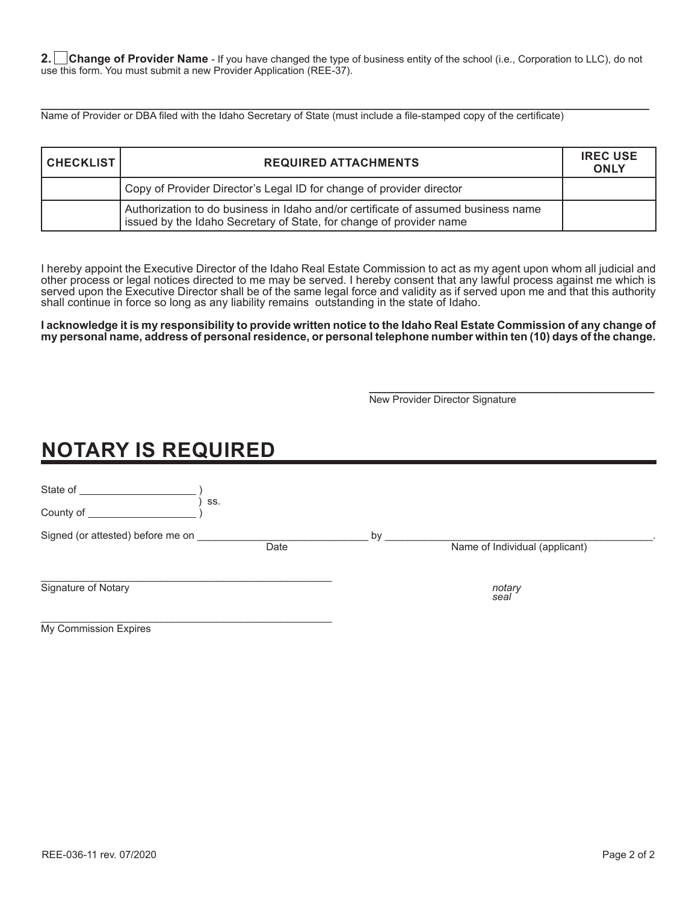**2.** ☐ **Change of Provider Name** - If you have changed the type of business entity of the school (i.e., Corporation to LLC), do not use this form. You must submit a new Provider Application (REE-37).

\_\_\_\_\_\_\_\_\_\_\_\_\_\_\_\_\_\_\_\_\_\_\_\_\_\_\_\_\_\_\_\_\_\_\_\_\_\_\_\_\_\_\_\_\_\_\_\_\_\_\_\_\_\_\_\_\_\_\_\_

Name of Provider or DBA filed with the Idaho Secretary of State (must include a file-stamped copy of the certificate)

| CHECKLIST | REQUIRED ATTACHMENTS | IREC USE ONLY |
|---|---|---|
| | Copy of Provider Director's Legal ID for change of provider director | |
| | Authorization to do business in Idaho and/or certificate of assumed business name issued by the Idaho Secretary of State, for change of provider name | |

I hereby appoint the Executive Director of the Idaho Real Estate Commission to act as my agent upon whom all judicial and other process or legal notices directed to me may be served. I hereby consent that any lawful process against me which is served upon the Executive Director shall be of the same legal force and validity as if served upon me and that this authority shall continue in force so long as any liability remains outstanding in the state of Idaho.

**I acknowledge it is my responsibility to provide written notice to the Idaho Real Estate Commission of any change of my personal name, address of personal residence, or personal telephone number within ten (10) days of the change.**

\_\_\_\_\_\_\_\_\_\_\_\_\_\_\_\_\_\_\_\_\_\_\_\_\_\_\_\_\_\_\_\_\_\_\_\_\_\_\_\_

New Provider Director Signature

# NOTARY IS REQUIRED

State of \_\_\_\_\_\_\_\_\_\_\_\_\_\_\_\_\_\_\_\_ )
) ss.
County of \_\_\_\_\_\_\_\_\_\_\_\_\_\_\_\_\_\_\_ )

Signed (or attested) before me on \_\_\_\_\_\_\_\_\_\_\_\_\_\_\_\_\_\_\_\_\_\_\_\_\_\_\_\_\_\_ by \_\_\_\_\_\_\_\_\_\_\_\_\_\_\_\_\_\_\_\_\_\_\_\_\_\_\_\_\_\_\_\_\_\_\_\_\_\_\_\_\_\_\_\_\_\_\_\_.

Date — Name of Individual (applicant)

\_\_\_\_\_\_\_\_\_\_\_\_\_\_\_\_\_\_\_\_\_\_\_\_\_\_\_\_\_\_\_\_\_\_\_\_\_\_\_\_\_\_\_\_\_\_\_\_\_\_\_\_

Signature of Notary

*notary seal*

\_\_\_\_\_\_\_\_\_\_\_\_\_\_\_\_\_\_\_\_\_\_\_\_\_\_\_\_\_\_\_\_\_\_\_\_\_\_\_\_\_\_\_\_\_\_\_\_\_\_\_\_

My Commission Expires

REE-036-11 rev. 07/2020